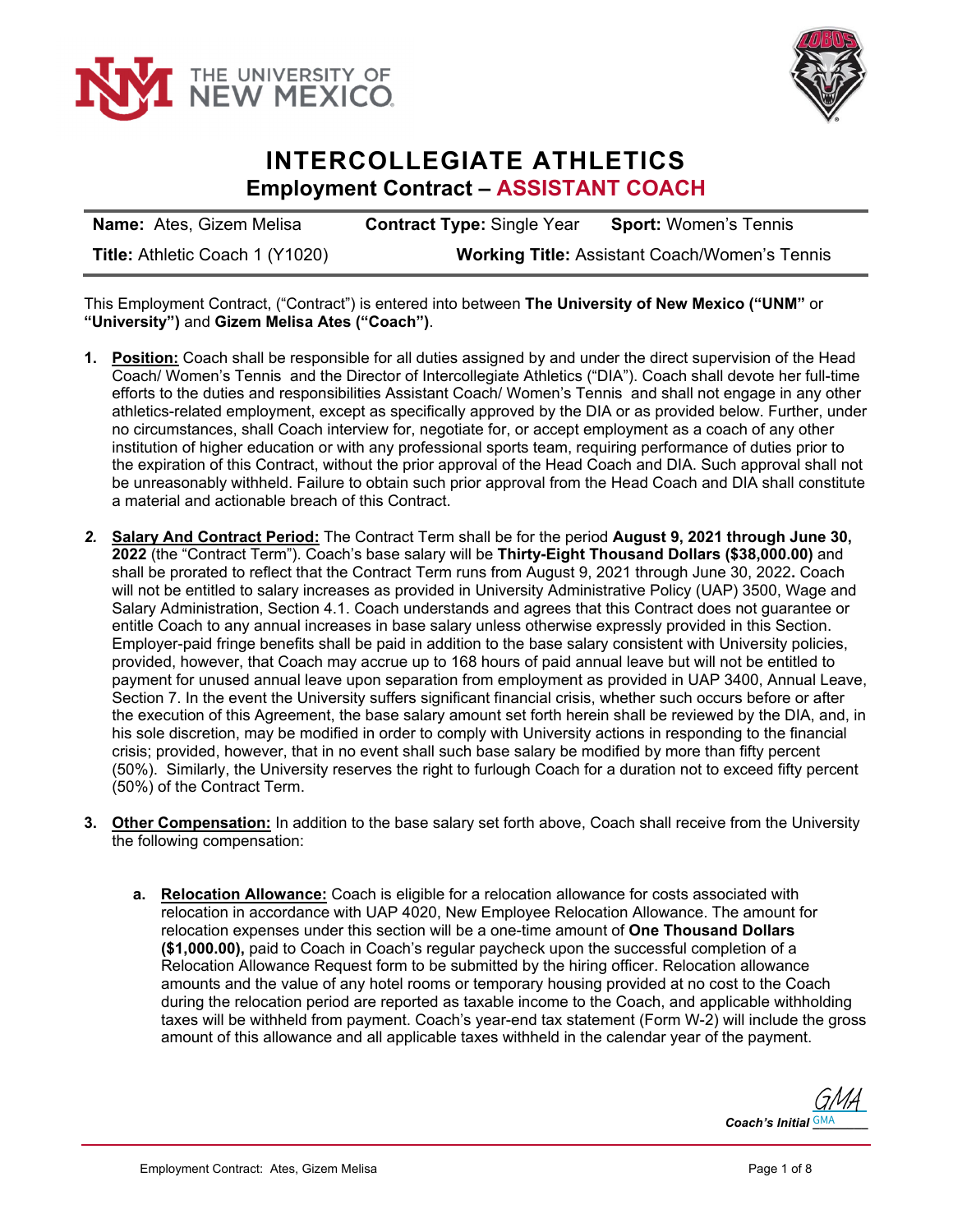# INTERCOLLEGIATE ATHLETICS
## Employment Contract – ASSISTANT COACH

| **Name:** Ates, Gizem Melisa | **Contract Type:** Single Year | **Sport:** Women's Tennis |
|---|---|---|
| **Title:** Athletic Coach 1 (Y1020) | **Working Title:** Assistant Coach/Women's Tennis | |

This Employment Contract, ("Contract") is entered into between **The University of New Mexico ("UNM"** or **"University")** and **Gizem Melisa Ates ("Coach")**.

1. **Position:** Coach shall be responsible for all duties assigned by and under the direct supervision of the Head Coach/ Women's Tennis and the Director of Intercollegiate Athletics ("DIA"). Coach shall devote her full-time efforts to the duties and responsibilities Assistant Coach/ Women's Tennis and shall not engage in any other athletics-related employment, except as specifically approved by the DIA or as provided below. Further, under no circumstances, shall Coach interview for, negotiate for, or accept employment as a coach of any other institution of higher education or with any professional sports team, requiring performance of duties prior to the expiration of this Contract, without the prior approval of the Head Coach and DIA. Such approval shall not be unreasonably withheld. Failure to obtain such prior approval from the Head Coach and DIA shall constitute a material and actionable breach of this Contract.

2. **Salary And Contract Period:** The Contract Term shall be for the period **August 9, 2021 through June 30, 2022** (the "Contract Term"). Coach's base salary will be **Thirty-Eight Thousand Dollars ($38,000.00)** and shall be prorated to reflect that the Contract Term runs from August 9, 2021 through June 30, 2022**.** Coach will not be entitled to salary increases as provided in University Administrative Policy (UAP) 3500, Wage and Salary Administration, Section 4.1. Coach understands and agrees that this Contract does not guarantee or entitle Coach to any annual increases in base salary unless otherwise expressly provided in this Section. Employer-paid fringe benefits shall be paid in addition to the base salary consistent with University policies, provided, however, that Coach may accrue up to 168 hours of paid annual leave but will not be entitled to payment for unused annual leave upon separation from employment as provided in UAP 3400, Annual Leave, Section 7. In the event the University suffers significant financial crisis, whether such occurs before or after the execution of this Agreement, the base salary amount set forth herein shall be reviewed by the DIA, and, in his sole discretion, may be modified in order to comply with University actions in responding to the financial crisis; provided, however, that in no event shall such base salary be modified by more than fifty percent (50%). Similarly, the University reserves the right to furlough Coach for a duration not to exceed fifty percent (50%) of the Contract Term.

3. **Other Compensation:** In addition to the base salary set forth above, Coach shall receive from the University the following compensation:

   a. **Relocation Allowance:** Coach is eligible for a relocation allowance for costs associated with relocation in accordance with UAP 4020, New Employee Relocation Allowance. The amount for relocation expenses under this section will be a one-time amount of **One Thousand Dollars ($1,000.00),** paid to Coach in Coach's regular paycheck upon the successful completion of a Relocation Allowance Request form to be submitted by the hiring officer. Relocation allowance amounts and the value of any hotel rooms or temporary housing provided at no cost to the Coach during the relocation period are reported as taxable income to the Coach, and applicable withholding taxes will be withheld from payment. Coach's year-end tax statement (Form W-2) will include the gross amount of this allowance and all applicable taxes withheld in the calendar year of the payment.

*Coach's Initial* GMA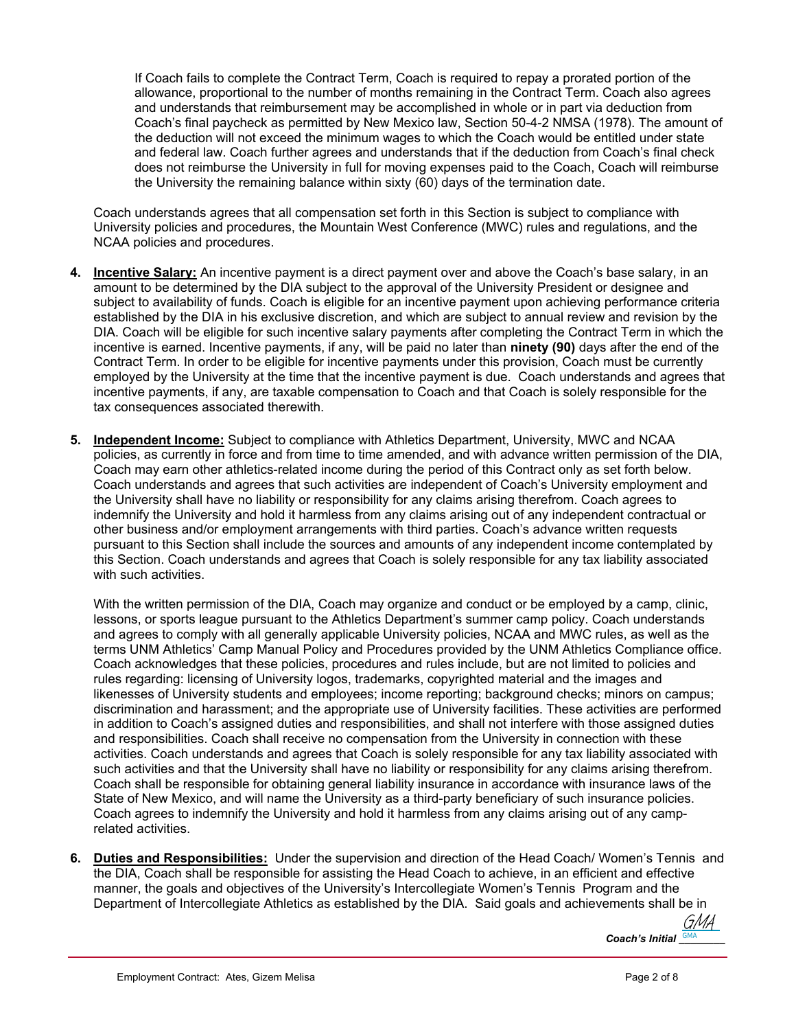If Coach fails to complete the Contract Term, Coach is required to repay a prorated portion of the allowance, proportional to the number of months remaining in the Contract Term. Coach also agrees and understands that reimbursement may be accomplished in whole or in part via deduction from Coach's final paycheck as permitted by New Mexico law, Section 50-4-2 NMSA (1978). The amount of the deduction will not exceed the minimum wages to which the Coach would be entitled under state and federal law. Coach further agrees and understands that if the deduction from Coach's final check does not reimburse the University in full for moving expenses paid to the Coach, Coach will reimburse the University the remaining balance within sixty (60) days of the termination date.

Coach understands agrees that all compensation set forth in this Section is subject to compliance with University policies and procedures, the Mountain West Conference (MWC) rules and regulations, and the NCAA policies and procedures.

4. **Incentive Salary:** An incentive payment is a direct payment over and above the Coach's base salary, in an amount to be determined by the DIA subject to the approval of the University President or designee and subject to availability of funds. Coach is eligible for an incentive payment upon achieving performance criteria established by the DIA in his exclusive discretion, and which are subject to annual review and revision by the DIA. Coach will be eligible for such incentive salary payments after completing the Contract Term in which the incentive is earned. Incentive payments, if any, will be paid no later than **ninety (90)** days after the end of the Contract Term. In order to be eligible for incentive payments under this provision, Coach must be currently employed by the University at the time that the incentive payment is due. Coach understands and agrees that incentive payments, if any, are taxable compensation to Coach and that Coach is solely responsible for the tax consequences associated therewith.

5. **Independent Income:** Subject to compliance with Athletics Department, University, MWC and NCAA policies, as currently in force and from time to time amended, and with advance written permission of the DIA, Coach may earn other athletics-related income during the period of this Contract only as set forth below. Coach understands and agrees that such activities are independent of Coach's University employment and the University shall have no liability or responsibility for any claims arising therefrom. Coach agrees to indemnify the University and hold it harmless from any claims arising out of any independent contractual or other business and/or employment arrangements with third parties. Coach's advance written requests pursuant to this Section shall include the sources and amounts of any independent income contemplated by this Section. Coach understands and agrees that Coach is solely responsible for any tax liability associated with such activities.

   With the written permission of the DIA, Coach may organize and conduct or be employed by a camp, clinic, lessons, or sports league pursuant to the Athletics Department's summer camp policy. Coach understands and agrees to comply with all generally applicable University policies, NCAA and MWC rules, as well as the terms UNM Athletics' Camp Manual Policy and Procedures provided by the UNM Athletics Compliance office. Coach acknowledges that these policies, procedures and rules include, but are not limited to policies and rules regarding: licensing of University logos, trademarks, copyrighted material and the images and likenesses of University students and employees; income reporting; background checks; minors on campus; discrimination and harassment; and the appropriate use of University facilities. These activities are performed in addition to Coach's assigned duties and responsibilities, and shall not interfere with those assigned duties and responsibilities. Coach shall receive no compensation from the University in connection with these activities. Coach understands and agrees that Coach is solely responsible for any tax liability associated with such activities and that the University shall have no liability or responsibility for any claims arising therefrom. Coach shall be responsible for obtaining general liability insurance in accordance with insurance laws of the State of New Mexico, and will name the University as a third-party beneficiary of such insurance policies. Coach agrees to indemnify the University and hold it harmless from any claims arising out of any camp-related activities.

6. **Duties and Responsibilities:** Under the supervision and direction of the Head Coach/ Women's Tennis and the DIA, Coach shall be responsible for assisting the Head Coach to achieve, in an efficient and effective manner, the goals and objectives of the University's Intercollegiate Women's Tennis Program and the Department of Intercollegiate Athletics as established by the DIA. Said goals and achievements shall be in

*Coach's Initial* GMA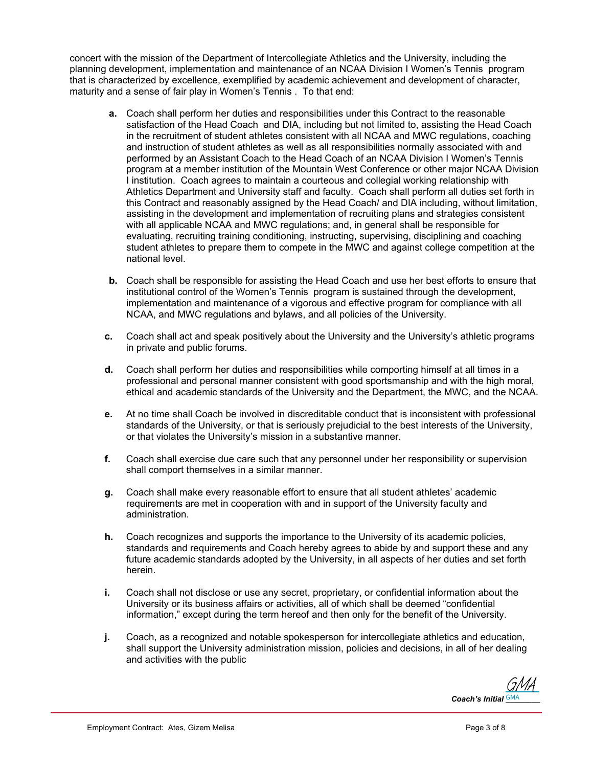concert with the mission of the Department of Intercollegiate Athletics and the University, including the planning development, implementation and maintenance of an NCAA Division I Women's Tennis program that is characterized by excellence, exemplified by academic achievement and development of character, maturity and a sense of fair play in Women's Tennis . To that end:

- **a.** Coach shall perform her duties and responsibilities under this Contract to the reasonable satisfaction of the Head Coach and DIA, including but not limited to, assisting the Head Coach in the recruitment of student athletes consistent with all NCAA and MWC regulations, coaching and instruction of student athletes as well as all responsibilities normally associated with and performed by an Assistant Coach to the Head Coach of an NCAA Division I Women's Tennis program at a member institution of the Mountain West Conference or other major NCAA Division I institution. Coach agrees to maintain a courteous and collegial working relationship with Athletics Department and University staff and faculty. Coach shall perform all duties set forth in this Contract and reasonably assigned by the Head Coach/ and DIA including, without limitation, assisting in the development and implementation of recruiting plans and strategies consistent with all applicable NCAA and MWC regulations; and, in general shall be responsible for evaluating, recruiting training conditioning, instructing, supervising, disciplining and coaching student athletes to prepare them to compete in the MWC and against college competition at the national level.

- **b.** Coach shall be responsible for assisting the Head Coach and use her best efforts to ensure that institutional control of the Women's Tennis program is sustained through the development, implementation and maintenance of a vigorous and effective program for compliance with all NCAA, and MWC regulations and bylaws, and all policies of the University.

- **c.** Coach shall act and speak positively about the University and the University's athletic programs in private and public forums.

- **d.** Coach shall perform her duties and responsibilities while comporting himself at all times in a professional and personal manner consistent with good sportsmanship and with the high moral, ethical and academic standards of the University and the Department, the MWC, and the NCAA.

- **e.** At no time shall Coach be involved in discreditable conduct that is inconsistent with professional standards of the University, or that is seriously prejudicial to the best interests of the University, or that violates the University's mission in a substantive manner.

- **f.** Coach shall exercise due care such that any personnel under her responsibility or supervision shall comport themselves in a similar manner.

- **g.** Coach shall make every reasonable effort to ensure that all student athletes' academic requirements are met in cooperation with and in support of the University faculty and administration.

- **h.** Coach recognizes and supports the importance to the University of its academic policies, standards and requirements and Coach hereby agrees to abide by and support these and any future academic standards adopted by the University, in all aspects of her duties and set forth herein.

- **i.** Coach shall not disclose or use any secret, proprietary, or confidential information about the University or its business affairs or activities, all of which shall be deemed "confidential information," except during the term hereof and then only for the benefit of the University.

- **j.** Coach, as a recognized and notable spokesperson for intercollegiate athletics and education, shall support the University administration mission, policies and decisions, in all of her dealing and activities with the public

*GMA*
***Coach's Initial*** GMA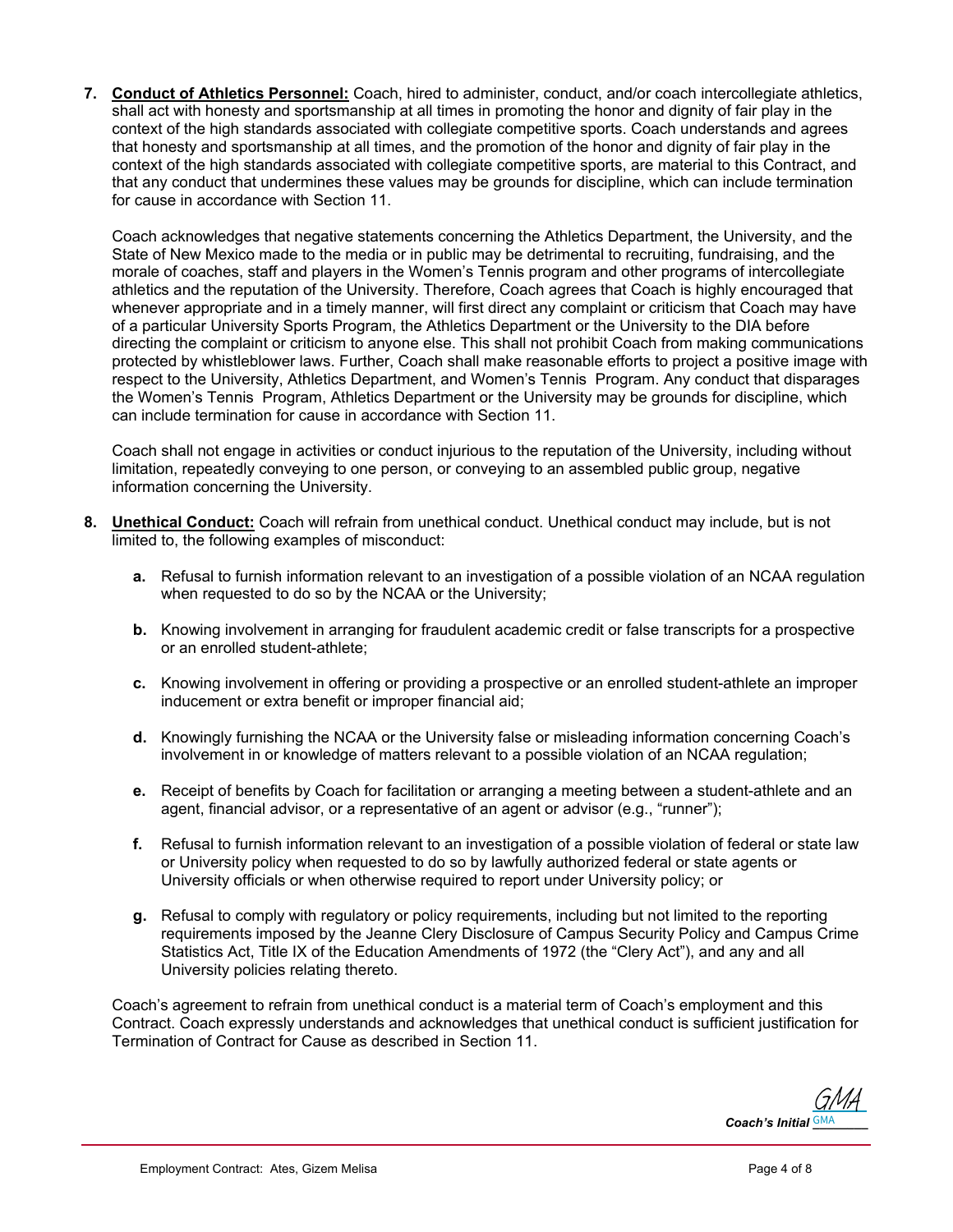7. **Conduct of Athletics Personnel:** Coach, hired to administer, conduct, and/or coach intercollegiate athletics, shall act with honesty and sportsmanship at all times in promoting the honor and dignity of fair play in the context of the high standards associated with collegiate competitive sports. Coach understands and agrees that honesty and sportsmanship at all times, and the promotion of the honor and dignity of fair play in the context of the high standards associated with collegiate competitive sports, are material to this Contract, and that any conduct that undermines these values may be grounds for discipline, which can include termination for cause in accordance with Section 11.

   Coach acknowledges that negative statements concerning the Athletics Department, the University, and the State of New Mexico made to the media or in public may be detrimental to recruiting, fundraising, and the morale of coaches, staff and players in the Women's Tennis program and other programs of intercollegiate athletics and the reputation of the University. Therefore, Coach agrees that Coach is highly encouraged that whenever appropriate and in a timely manner, will first direct any complaint or criticism that Coach may have of a particular University Sports Program, the Athletics Department or the University to the DIA before directing the complaint or criticism to anyone else. This shall not prohibit Coach from making communications protected by whistleblower laws. Further, Coach shall make reasonable efforts to project a positive image with respect to the University, Athletics Department, and Women's Tennis Program. Any conduct that disparages the Women's Tennis Program, Athletics Department or the University may be grounds for discipline, which can include termination for cause in accordance with Section 11.

   Coach shall not engage in activities or conduct injurious to the reputation of the University, including without limitation, repeatedly conveying to one person, or conveying to an assembled public group, negative information concerning the University.

8. **Unethical Conduct:** Coach will refrain from unethical conduct. Unethical conduct may include, but is not limited to, the following examples of misconduct:

   **a.** Refusal to furnish information relevant to an investigation of a possible violation of an NCAA regulation when requested to do so by the NCAA or the University;

   **b.** Knowing involvement in arranging for fraudulent academic credit or false transcripts for a prospective or an enrolled student-athlete;

   **c.** Knowing involvement in offering or providing a prospective or an enrolled student-athlete an improper inducement or extra benefit or improper financial aid;

   **d.** Knowingly furnishing the NCAA or the University false or misleading information concerning Coach's involvement in or knowledge of matters relevant to a possible violation of an NCAA regulation;

   **e.** Receipt of benefits by Coach for facilitation or arranging a meeting between a student-athlete and an agent, financial advisor, or a representative of an agent or advisor (e.g., "runner");

   **f.** Refusal to furnish information relevant to an investigation of a possible violation of federal or state law or University policy when requested to do so by lawfully authorized federal or state agents or University officials or when otherwise required to report under University policy; or

   **g.** Refusal to comply with regulatory or policy requirements, including but not limited to the reporting requirements imposed by the Jeanne Clery Disclosure of Campus Security Policy and Campus Crime Statistics Act, Title IX of the Education Amendments of 1972 (the "Clery Act"), and any and all University policies relating thereto.

   Coach's agreement to refrain from unethical conduct is a material term of Coach's employment and this Contract. Coach expressly understands and acknowledges that unethical conduct is sufficient justification for Termination of Contract for Cause as described in Section 11.

*Coach's Initial* GMA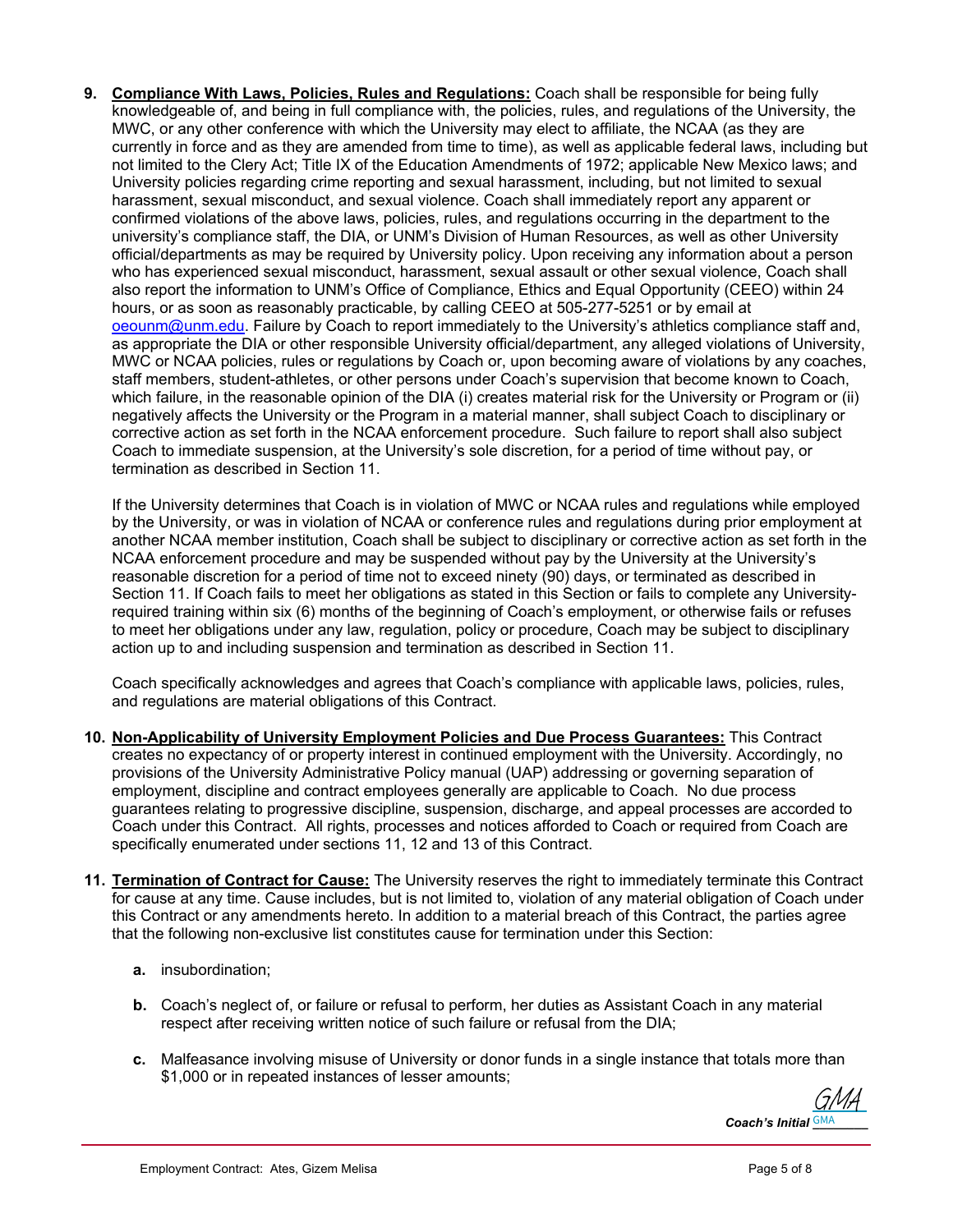9. **Compliance With Laws, Policies, Rules and Regulations:** Coach shall be responsible for being fully knowledgeable of, and being in full compliance with, the policies, rules, and regulations of the University, the MWC, or any other conference with which the University may elect to affiliate, the NCAA (as they are currently in force and as they are amended from time to time), as well as applicable federal laws, including but not limited to the Clery Act; Title IX of the Education Amendments of 1972; applicable New Mexico laws; and University policies regarding crime reporting and sexual harassment, including, but not limited to sexual harassment, sexual misconduct, and sexual violence. Coach shall immediately report any apparent or confirmed violations of the above laws, policies, rules, and regulations occurring in the department to the university's compliance staff, the DIA, or UNM's Division of Human Resources, as well as other University official/departments as may be required by University policy. Upon receiving any information about a person who has experienced sexual misconduct, harassment, sexual assault or other sexual violence, Coach shall also report the information to UNM's Office of Compliance, Ethics and Equal Opportunity (CEEO) within 24 hours, or as soon as reasonably practicable, by calling CEEO at 505-277-5251 or by email at oeounm@unm.edu. Failure by Coach to report immediately to the University's athletics compliance staff and, as appropriate the DIA or other responsible University official/department, any alleged violations of University, MWC or NCAA policies, rules or regulations by Coach or, upon becoming aware of violations by any coaches, staff members, student-athletes, or other persons under Coach's supervision that become known to Coach, which failure, in the reasonable opinion of the DIA (i) creates material risk for the University or Program or (ii) negatively affects the University or the Program in a material manner, shall subject Coach to disciplinary or corrective action as set forth in the NCAA enforcement procedure. Such failure to report shall also subject Coach to immediate suspension, at the University's sole discretion, for a period of time without pay, or termination as described in Section 11.

   If the University determines that Coach is in violation of MWC or NCAA rules and regulations while employed by the University, or was in violation of NCAA or conference rules and regulations during prior employment at another NCAA member institution, Coach shall be subject to disciplinary or corrective action as set forth in the NCAA enforcement procedure and may be suspended without pay by the University at the University's reasonable discretion for a period of time not to exceed ninety (90) days, or terminated as described in Section 11. If Coach fails to meet her obligations as stated in this Section or fails to complete any University-required training within six (6) months of the beginning of Coach's employment, or otherwise fails or refuses to meet her obligations under any law, regulation, policy or procedure, Coach may be subject to disciplinary action up to and including suspension and termination as described in Section 11.

   Coach specifically acknowledges and agrees that Coach's compliance with applicable laws, policies, rules, and regulations are material obligations of this Contract.

10. **Non-Applicability of University Employment Policies and Due Process Guarantees:** This Contract creates no expectancy of or property interest in continued employment with the University. Accordingly, no provisions of the University Administrative Policy manual (UAP) addressing or governing separation of employment, discipline and contract employees generally are applicable to Coach. No due process guarantees relating to progressive discipline, suspension, discharge, and appeal processes are accorded to Coach under this Contract. All rights, processes and notices afforded to Coach or required from Coach are specifically enumerated under sections 11, 12 and 13 of this Contract.

11. **Termination of Contract for Cause:** The University reserves the right to immediately terminate this Contract for cause at any time. Cause includes, but is not limited to, violation of any material obligation of Coach under this Contract or any amendments hereto. In addition to a material breach of this Contract, the parties agree that the following non-exclusive list constitutes cause for termination under this Section:

    a. insubordination;

    b. Coach's neglect of, or failure or refusal to perform, her duties as Assistant Coach in any material respect after receiving written notice of such failure or refusal from the DIA;

    c. Malfeasance involving misuse of University or donor funds in a single instance that totals more than $1,000 or in repeated instances of lesser amounts;

*Coach's Initial* GMA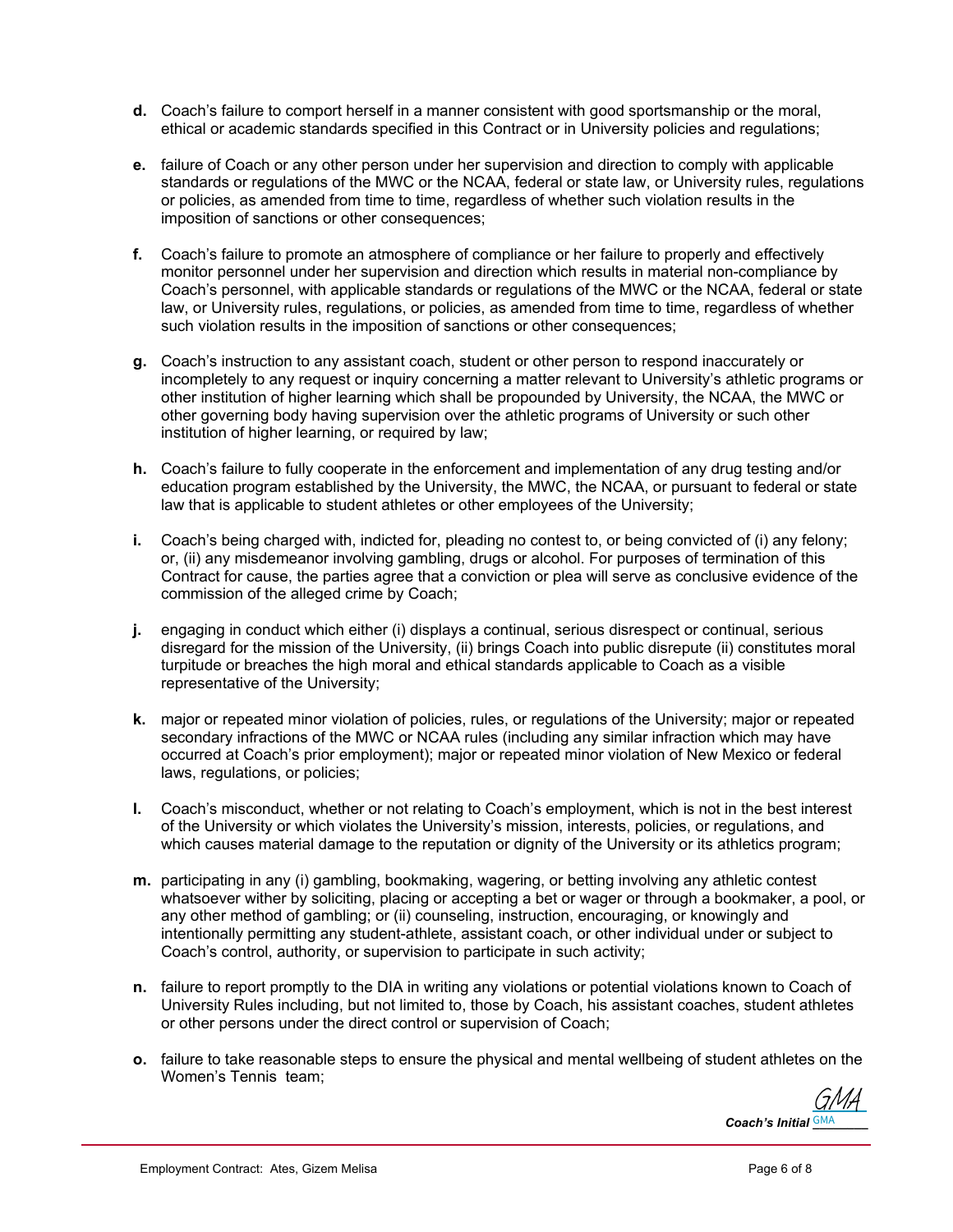**d.** Coach's failure to comport herself in a manner consistent with good sportsmanship or the moral, ethical or academic standards specified in this Contract or in University policies and regulations;

**e.** failure of Coach or any other person under her supervision and direction to comply with applicable standards or regulations of the MWC or the NCAA, federal or state law, or University rules, regulations or policies, as amended from time to time, regardless of whether such violation results in the imposition of sanctions or other consequences;

**f.** Coach's failure to promote an atmosphere of compliance or her failure to properly and effectively monitor personnel under her supervision and direction which results in material non-compliance by Coach's personnel, with applicable standards or regulations of the MWC or the NCAA, federal or state law, or University rules, regulations, or policies, as amended from time to time, regardless of whether such violation results in the imposition of sanctions or other consequences;

**g.** Coach's instruction to any assistant coach, student or other person to respond inaccurately or incompletely to any request or inquiry concerning a matter relevant to University's athletic programs or other institution of higher learning which shall be propounded by University, the NCAA, the MWC or other governing body having supervision over the athletic programs of University or such other institution of higher learning, or required by law;

**h.** Coach's failure to fully cooperate in the enforcement and implementation of any drug testing and/or education program established by the University, the MWC, the NCAA, or pursuant to federal or state law that is applicable to student athletes or other employees of the University;

**i.** Coach's being charged with, indicted for, pleading no contest to, or being convicted of (i) any felony; or, (ii) any misdemeanor involving gambling, drugs or alcohol. For purposes of termination of this Contract for cause, the parties agree that a conviction or plea will serve as conclusive evidence of the commission of the alleged crime by Coach;

**j.** engaging in conduct which either (i) displays a continual, serious disrespect or continual, serious disregard for the mission of the University, (ii) brings Coach into public disrepute (ii) constitutes moral turpitude or breaches the high moral and ethical standards applicable to Coach as a visible representative of the University;

**k.** major or repeated minor violation of policies, rules, or regulations of the University; major or repeated secondary infractions of the MWC or NCAA rules (including any similar infraction which may have occurred at Coach's prior employment); major or repeated minor violation of New Mexico or federal laws, regulations, or policies;

**l.** Coach's misconduct, whether or not relating to Coach's employment, which is not in the best interest of the University or which violates the University's mission, interests, policies, or regulations, and which causes material damage to the reputation or dignity of the University or its athletics program;

**m.** participating in any (i) gambling, bookmaking, wagering, or betting involving any athletic contest whatsoever wither by soliciting, placing or accepting a bet or wager or through a bookmaker, a pool, or any other method of gambling; or (ii) counseling, instruction, encouraging, or knowingly and intentionally permitting any student-athlete, assistant coach, or other individual under or subject to Coach's control, authority, or supervision to participate in such activity;

**n.** failure to report promptly to the DIA in writing any violations or potential violations known to Coach of University Rules including, but not limited to, those by Coach, his assistant coaches, student athletes or other persons under the direct control or supervision of Coach;

**o.** failure to take reasonable steps to ensure the physical and mental wellbeing of student athletes on the Women's Tennis team;

*Coach's Initial* GMA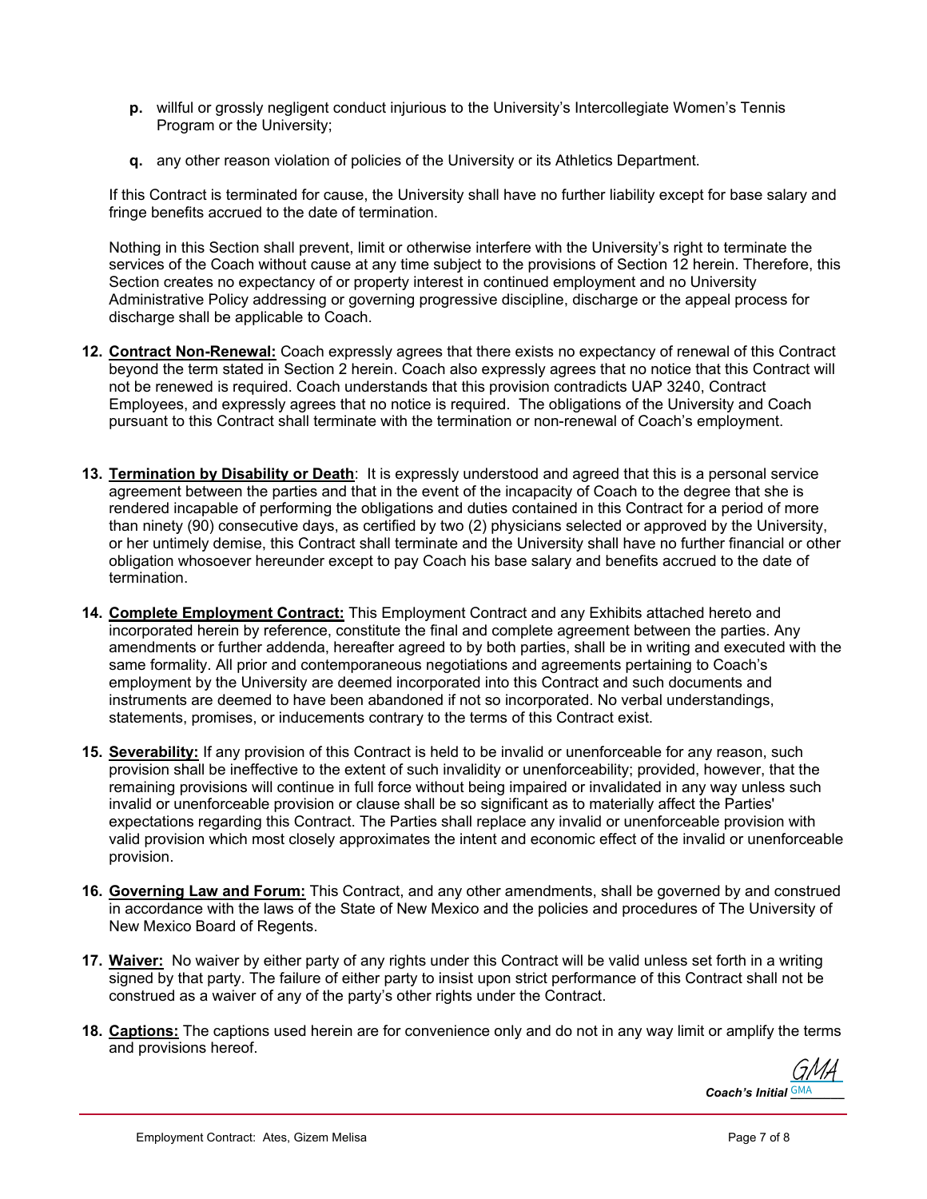p. willful or grossly negligent conduct injurious to the University's Intercollegiate Women's Tennis Program or the University;

q. any other reason violation of policies of the University or its Athletics Department.

If this Contract is terminated for cause, the University shall have no further liability except for base salary and fringe benefits accrued to the date of termination.

Nothing in this Section shall prevent, limit or otherwise interfere with the University's right to terminate the services of the Coach without cause at any time subject to the provisions of Section 12 herein. Therefore, this Section creates no expectancy of or property interest in continued employment and no University Administrative Policy addressing or governing progressive discipline, discharge or the appeal process for discharge shall be applicable to Coach.

12. **Contract Non-Renewal:** Coach expressly agrees that there exists no expectancy of renewal of this Contract beyond the term stated in Section 2 herein. Coach also expressly agrees that no notice that this Contract will not be renewed is required. Coach understands that this provision contradicts UAP 3240, Contract Employees, and expressly agrees that no notice is required. The obligations of the University and Coach pursuant to this Contract shall terminate with the termination or non-renewal of Coach's employment.

13. **Termination by Disability or Death**: It is expressly understood and agreed that this is a personal service agreement between the parties and that in the event of the incapacity of Coach to the degree that she is rendered incapable of performing the obligations and duties contained in this Contract for a period of more than ninety (90) consecutive days, as certified by two (2) physicians selected or approved by the University, or her untimely demise, this Contract shall terminate and the University shall have no further financial or other obligation whosoever hereunder except to pay Coach his base salary and benefits accrued to the date of termination.

14. **Complete Employment Contract:** This Employment Contract and any Exhibits attached hereto and incorporated herein by reference, constitute the final and complete agreement between the parties. Any amendments or further addenda, hereafter agreed to by both parties, shall be in writing and executed with the same formality. All prior and contemporaneous negotiations and agreements pertaining to Coach's employment by the University are deemed incorporated into this Contract and such documents and instruments are deemed to have been abandoned if not so incorporated. No verbal understandings, statements, promises, or inducements contrary to the terms of this Contract exist.

15. **Severability:** If any provision of this Contract is held to be invalid or unenforceable for any reason, such provision shall be ineffective to the extent of such invalidity or unenforceability; provided, however, that the remaining provisions will continue in full force without being impaired or invalidated in any way unless such invalid or unenforceable provision or clause shall be so significant as to materially affect the Parties' expectations regarding this Contract. The Parties shall replace any invalid or unenforceable provision with valid provision which most closely approximates the intent and economic effect of the invalid or unenforceable provision.

16. **Governing Law and Forum:** This Contract, and any other amendments, shall be governed by and construed in accordance with the laws of the State of New Mexico and the policies and procedures of The University of New Mexico Board of Regents.

17. **Waiver:** No waiver by either party of any rights under this Contract will be valid unless set forth in a writing signed by that party. The failure of either party to insist upon strict performance of this Contract shall not be construed as a waiver of any of the party's other rights under the Contract.

18. **Captions:** The captions used herein are for convenience only and do not in any way limit or amplify the terms and provisions hereof.

***Coach's Initial*** GMA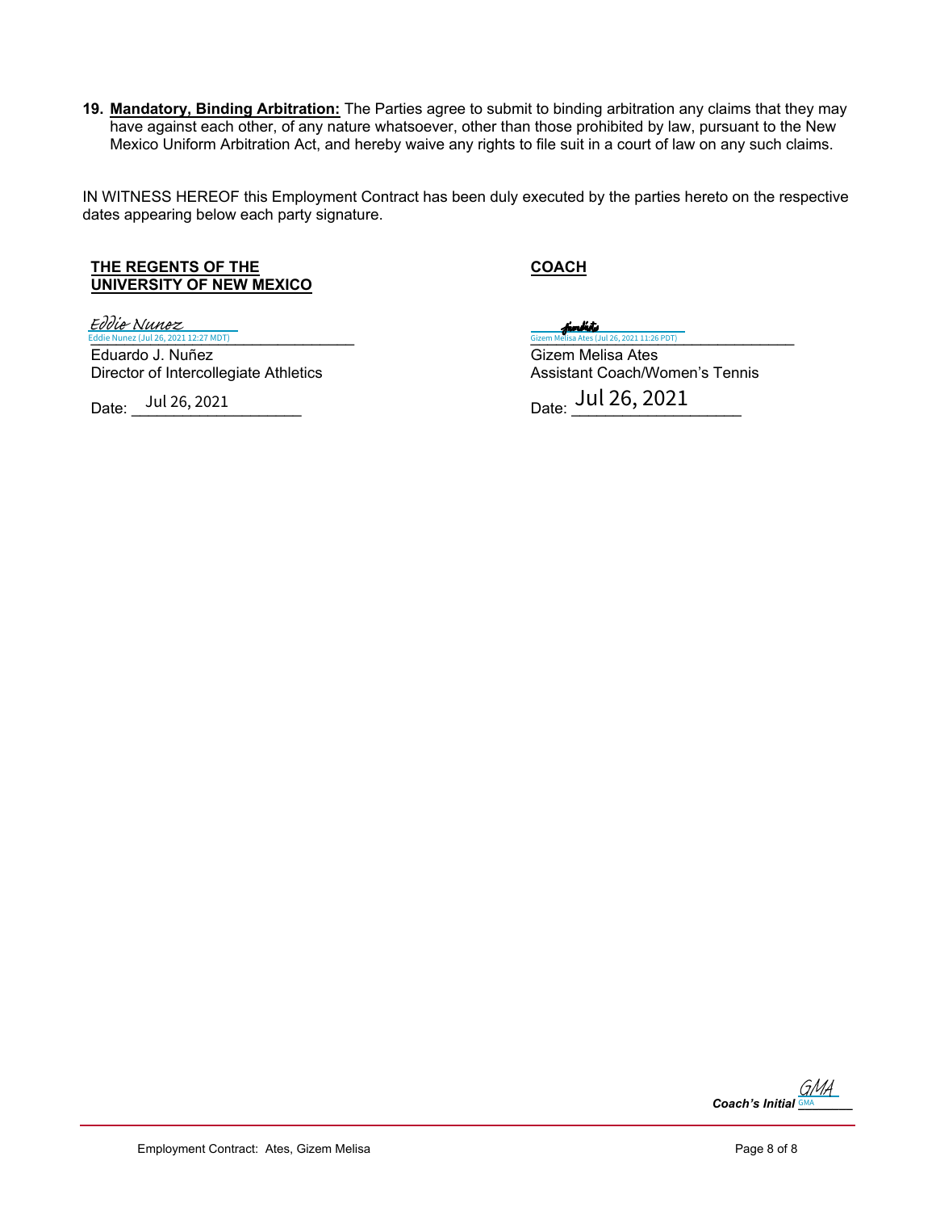19. **Mandatory, Binding Arbitration:** The Parties agree to submit to binding arbitration any claims that they may have against each other, of any nature whatsoever, other than those prohibited by law, pursuant to the New Mexico Uniform Arbitration Act, and hereby waive any rights to file suit in a court of law on any such claims.

IN WITNESS HEREOF this Employment Contract has been duly executed by the parties hereto on the respective dates appearing below each party signature.

| THE REGENTS OF THE UNIVERSITY OF NEW MEXICO | COACH |
|---|---|
| Eddie Nunez | |
| Eddie Nunez (Jul 26, 2021 12:27 MDT) | Gizem Melisa Ates (Jul 26, 2021 11:26 PDT) |
| Eduardo J. Nuñez | Gizem Melisa Ates |
| Director of Intercollegiate Athletics | Assistant Coach/Women's Tennis |
| Date: Jul 26, 2021 | Date: Jul 26, 2021 |

***Coach's Initial*** GMA